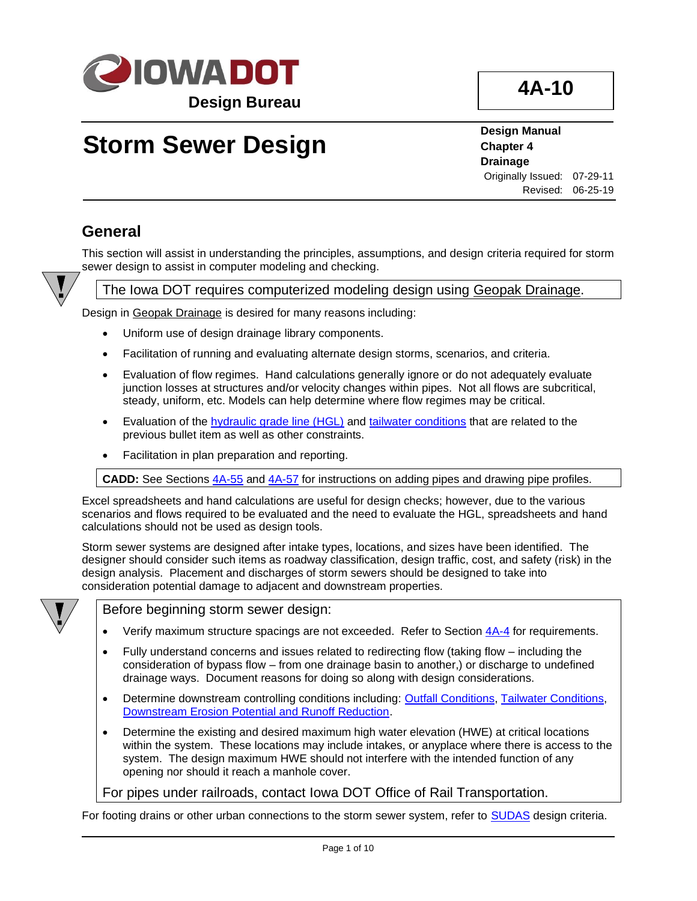**IOWA DOT**
**Design Bureau**

**4A-10**

# Storm Sewer Design

**Design Manual**
**Chapter 4**
**Drainage**
Originally Issued: 07-29-11
Revised: 06-25-19

## General

This section will assist in understanding the principles, assumptions, and design criteria required for storm sewer design to assist in computer modeling and checking.

> The Iowa DOT requires computerized modeling design using Geopak Drainage.

Design in Geopak Drainage is desired for many reasons including:

- Uniform use of design drainage library components.
- Facilitation of running and evaluating alternate design storms, scenarios, and criteria.
- Evaluation of flow regimes. Hand calculations generally ignore or do not adequately evaluate junction losses at structures and/or velocity changes within pipes. Not all flows are subcritical, steady, uniform, etc. Models can help determine where flow regimes may be critical.
- Evaluation of the hydraulic grade line (HGL) and tailwater conditions that are related to the previous bullet item as well as other constraints.
- Facilitation in plan preparation and reporting.

> **CADD:** See Sections 4A-55 and 4A-57 for instructions on adding pipes and drawing pipe profiles.

Excel spreadsheets and hand calculations are useful for design checks; however, due to the various scenarios and flows required to be evaluated and the need to evaluate the HGL, spreadsheets and hand calculations should not be used as design tools.

Storm sewer systems are designed after intake types, locations, and sizes have been identified. The designer should consider such items as roadway classification, design traffic, cost, and safety (risk) in the design analysis. Placement and discharges of storm sewers should be designed to take into consideration potential damage to adjacent and downstream properties.

> Before beginning storm sewer design:
>
> - Verify maximum structure spacings are not exceeded. Refer to Section 4A-4 for requirements.
> - Fully understand concerns and issues related to redirecting flow (taking flow – including the consideration of bypass flow – from one drainage basin to another,) or discharge to undefined drainage ways. Document reasons for doing so along with design considerations.
> - Determine downstream controlling conditions including: Outfall Conditions, Tailwater Conditions, Downstream Erosion Potential and Runoff Reduction.
> - Determine the existing and desired maximum high water elevation (HWE) at critical locations within the system. These locations may include intakes, or anyplace where there is access to the system. The design maximum HWE should not interfere with the intended function of any opening nor should it reach a manhole cover.
>
> For pipes under railroads, contact Iowa DOT Office of Rail Transportation.

For footing drains or other urban connections to the storm sewer system, refer to SUDAS design criteria.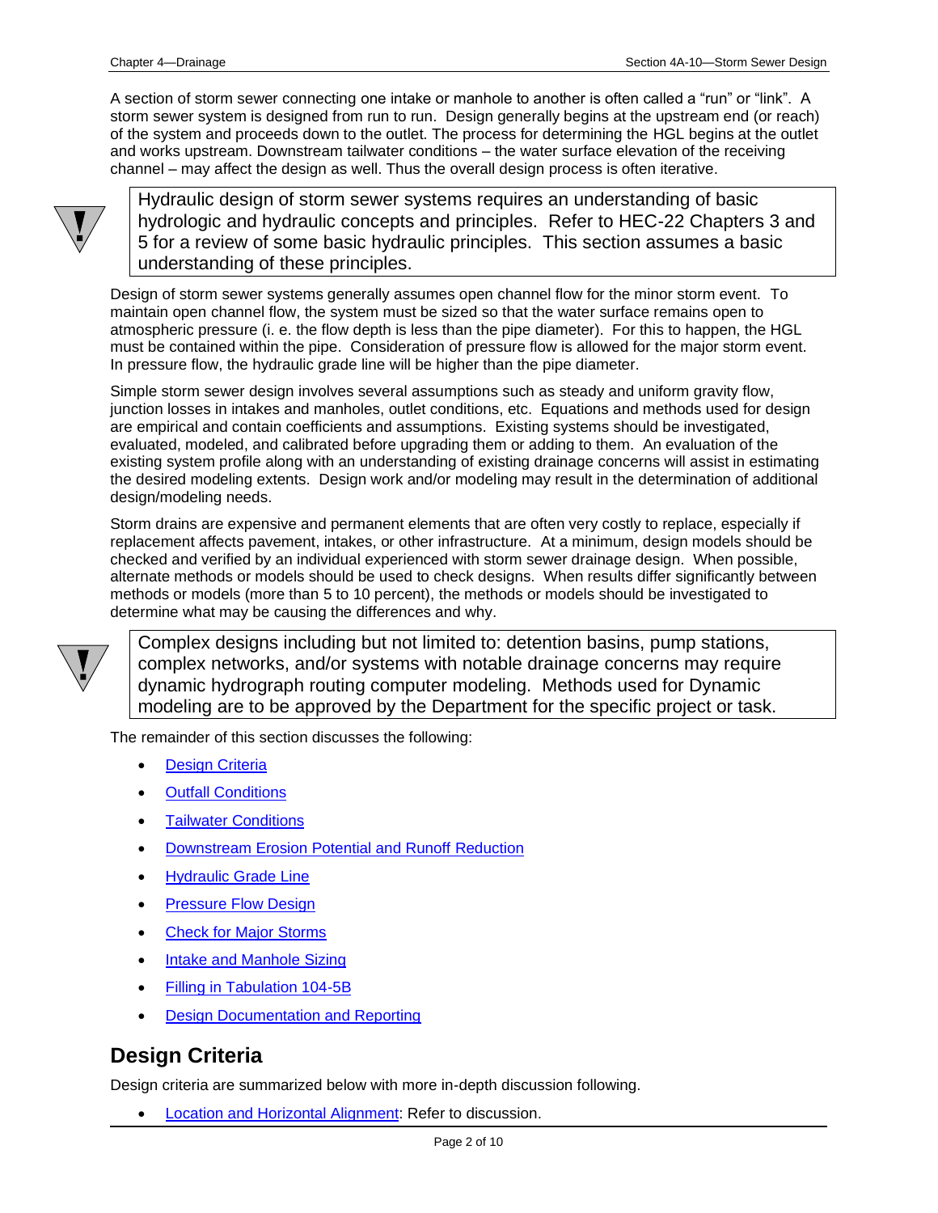A section of storm sewer connecting one intake or manhole to another is often called a "run" or "link". A storm sewer system is designed from run to run. Design generally begins at the upstream end (or reach) of the system and proceeds down to the outlet. The process for determining the HGL begins at the outlet and works upstream. Downstream tailwater conditions – the water surface elevation of the receiving channel – may affect the design as well. Thus the overall design process is often iterative.

> Hydraulic design of storm sewer systems requires an understanding of basic hydrologic and hydraulic concepts and principles. Refer to HEC-22 Chapters 3 and 5 for a review of some basic hydraulic principles. This section assumes a basic understanding of these principles.

Design of storm sewer systems generally assumes open channel flow for the minor storm event. To maintain open channel flow, the system must be sized so that the water surface remains open to atmospheric pressure (i. e. the flow depth is less than the pipe diameter). For this to happen, the HGL must be contained within the pipe. Consideration of pressure flow is allowed for the major storm event. In pressure flow, the hydraulic grade line will be higher than the pipe diameter.

Simple storm sewer design involves several assumptions such as steady and uniform gravity flow, junction losses in intakes and manholes, outlet conditions, etc. Equations and methods used for design are empirical and contain coefficients and assumptions. Existing systems should be investigated, evaluated, modeled, and calibrated before upgrading them or adding to them. An evaluation of the existing system profile along with an understanding of existing drainage concerns will assist in estimating the desired modeling extents. Design work and/or modeling may result in the determination of additional design/modeling needs.

Storm drains are expensive and permanent elements that are often very costly to replace, especially if replacement affects pavement, intakes, or other infrastructure. At a minimum, design models should be checked and verified by an individual experienced with storm sewer drainage design. When possible, alternate methods or models should be used to check designs. When results differ significantly between methods or models (more than 5 to 10 percent), the methods or models should be investigated to determine what may be causing the differences and why.

> Complex designs including but not limited to: detention basins, pump stations, complex networks, and/or systems with notable drainage concerns may require dynamic hydrograph routing computer modeling. Methods used for Dynamic modeling are to be approved by the Department for the specific project or task.

The remainder of this section discusses the following:

- Design Criteria
- Outfall Conditions
- Tailwater Conditions
- Downstream Erosion Potential and Runoff Reduction
- Hydraulic Grade Line
- Pressure Flow Design
- Check for Major Storms
- Intake and Manhole Sizing
- Filling in Tabulation 104-5B
- Design Documentation and Reporting

## Design Criteria

Design criteria are summarized below with more in-depth discussion following.

- Location and Horizontal Alignment: Refer to discussion.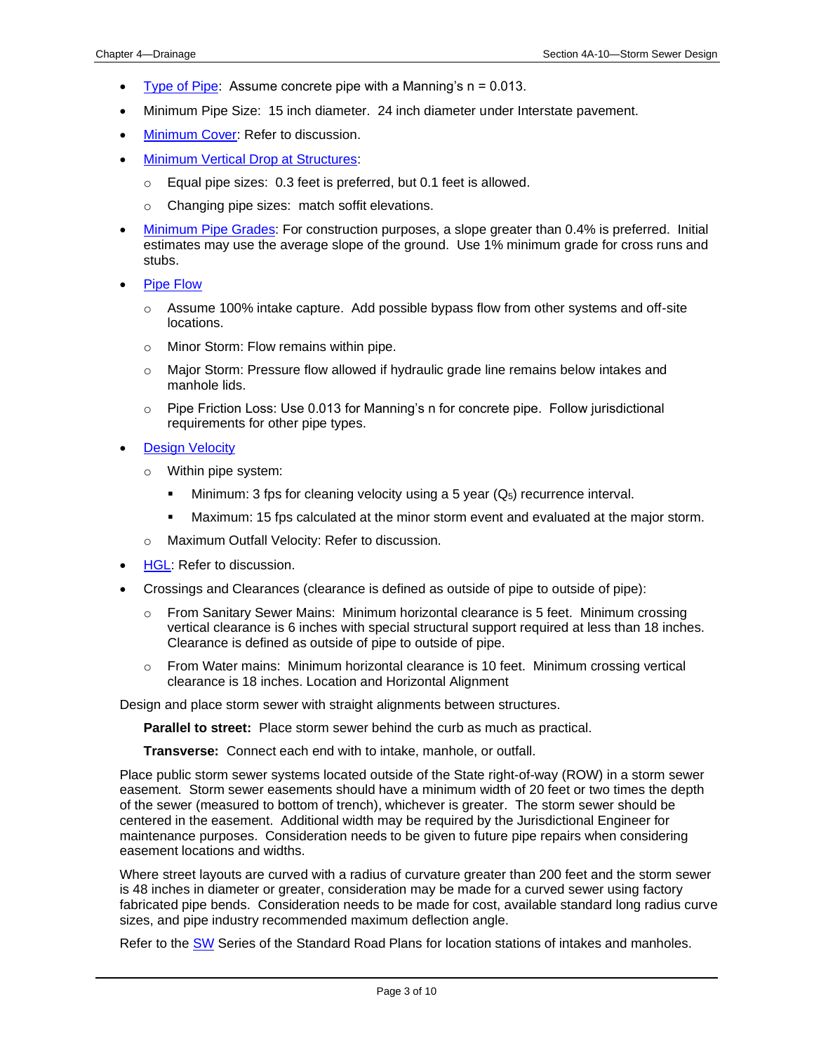- Type of Pipe: Assume concrete pipe with a Manning's n = 0.013.
- Minimum Pipe Size: 15 inch diameter. 24 inch diameter under Interstate pavement.
- Minimum Cover: Refer to discussion.
- Minimum Vertical Drop at Structures:
  - Equal pipe sizes: 0.3 feet is preferred, but 0.1 feet is allowed.
  - Changing pipe sizes: match soffit elevations.
- Minimum Pipe Grades: For construction purposes, a slope greater than 0.4% is preferred. Initial estimates may use the average slope of the ground. Use 1% minimum grade for cross runs and stubs.
- Pipe Flow
  - Assume 100% intake capture. Add possible bypass flow from other systems and off-site locations.
  - Minor Storm: Flow remains within pipe.
  - Major Storm: Pressure flow allowed if hydraulic grade line remains below intakes and manhole lids.
  - Pipe Friction Loss: Use 0.013 for Manning's n for concrete pipe. Follow jurisdictional requirements for other pipe types.
- Design Velocity
  - Within pipe system:
    - Minimum: 3 fps for cleaning velocity using a 5 year ($Q_5$) recurrence interval.
    - Maximum: 15 fps calculated at the minor storm event and evaluated at the major storm.
  - Maximum Outfall Velocity: Refer to discussion.
- HGL: Refer to discussion.
- Crossings and Clearances (clearance is defined as outside of pipe to outside of pipe):
  - From Sanitary Sewer Mains: Minimum horizontal clearance is 5 feet. Minimum crossing vertical clearance is 6 inches with special structural support required at less than 18 inches. Clearance is defined as outside of pipe to outside of pipe.
  - From Water mains: Minimum horizontal clearance is 10 feet. Minimum crossing vertical clearance is 18 inches. Location and Horizontal Alignment

Design and place storm sewer with straight alignments between structures.

**Parallel to street:** Place storm sewer behind the curb as much as practical.

**Transverse:** Connect each end with to intake, manhole, or outfall.

Place public storm sewer systems located outside of the State right-of-way (ROW) in a storm sewer easement. Storm sewer easements should have a minimum width of 20 feet or two times the depth of the sewer (measured to bottom of trench), whichever is greater. The storm sewer should be centered in the easement. Additional width may be required by the Jurisdictional Engineer for maintenance purposes. Consideration needs to be given to future pipe repairs when considering easement locations and widths.

Where street layouts are curved with a radius of curvature greater than 200 feet and the storm sewer is 48 inches in diameter or greater, consideration may be made for a curved sewer using factory fabricated pipe bends. Consideration needs to be made for cost, available standard long radius curve sizes, and pipe industry recommended maximum deflection angle.

Refer to the SW Series of the Standard Road Plans for location stations of intakes and manholes.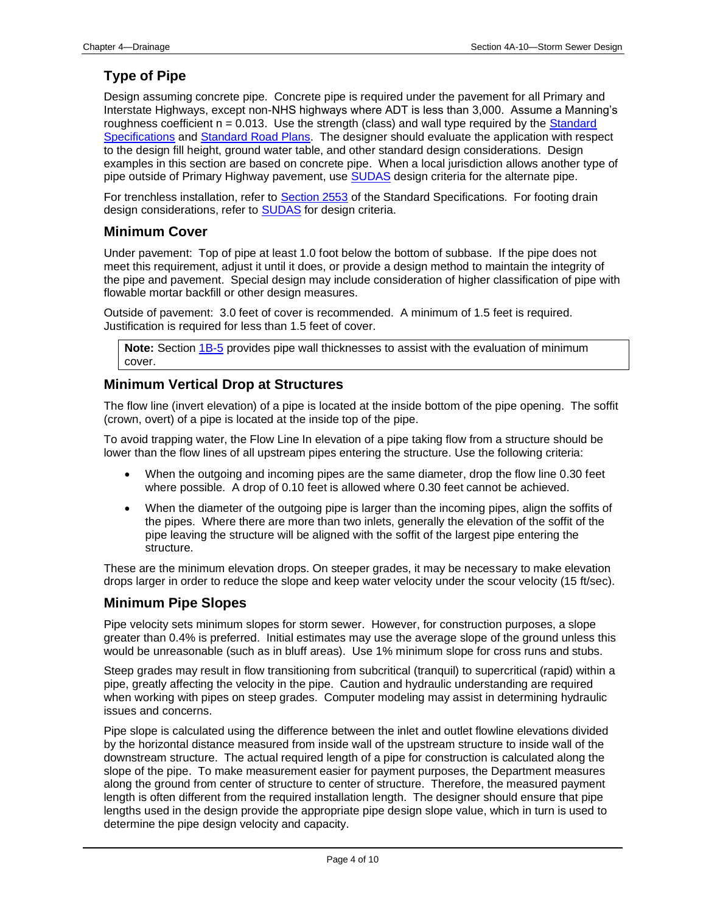## Type of Pipe

Design assuming concrete pipe. Concrete pipe is required under the pavement for all Primary and Interstate Highways, except non-NHS highways where ADT is less than 3,000. Assume a Manning's roughness coefficient n = 0.013. Use the strength (class) and wall type required by the Standard Specifications and Standard Road Plans. The designer should evaluate the application with respect to the design fill height, ground water table, and other standard design considerations. Design examples in this section are based on concrete pipe. When a local jurisdiction allows another type of pipe outside of Primary Highway pavement, use SUDAS design criteria for the alternate pipe.

For trenchless installation, refer to Section 2553 of the Standard Specifications. For footing drain design considerations, refer to SUDAS for design criteria.

## Minimum Cover

Under pavement: Top of pipe at least 1.0 foot below the bottom of subbase. If the pipe does not meet this requirement, adjust it until it does, or provide a design method to maintain the integrity of the pipe and pavement. Special design may include consideration of higher classification of pipe with flowable mortar backfill or other design measures.

Outside of pavement: 3.0 feet of cover is recommended. A minimum of 1.5 feet is required. Justification is required for less than 1.5 feet of cover.

> **Note:** Section 1B-5 provides pipe wall thicknesses to assist with the evaluation of minimum cover.

## Minimum Vertical Drop at Structures

The flow line (invert elevation) of a pipe is located at the inside bottom of the pipe opening. The soffit (crown, overt) of a pipe is located at the inside top of the pipe.

To avoid trapping water, the Flow Line In elevation of a pipe taking flow from a structure should be lower than the flow lines of all upstream pipes entering the structure. Use the following criteria:

- When the outgoing and incoming pipes are the same diameter, drop the flow line 0.30 feet where possible. A drop of 0.10 feet is allowed where 0.30 feet cannot be achieved.
- When the diameter of the outgoing pipe is larger than the incoming pipes, align the soffits of the pipes. Where there are more than two inlets, generally the elevation of the soffit of the pipe leaving the structure will be aligned with the soffit of the largest pipe entering the structure.

These are the minimum elevation drops. On steeper grades, it may be necessary to make elevation drops larger in order to reduce the slope and keep water velocity under the scour velocity (15 ft/sec).

## Minimum Pipe Slopes

Pipe velocity sets minimum slopes for storm sewer. However, for construction purposes, a slope greater than 0.4% is preferred. Initial estimates may use the average slope of the ground unless this would be unreasonable (such as in bluff areas). Use 1% minimum slope for cross runs and stubs.

Steep grades may result in flow transitioning from subcritical (tranquil) to supercritical (rapid) within a pipe, greatly affecting the velocity in the pipe. Caution and hydraulic understanding are required when working with pipes on steep grades. Computer modeling may assist in determining hydraulic issues and concerns.

Pipe slope is calculated using the difference between the inlet and outlet flowline elevations divided by the horizontal distance measured from inside wall of the upstream structure to inside wall of the downstream structure. The actual required length of a pipe for construction is calculated along the slope of the pipe. To make measurement easier for payment purposes, the Department measures along the ground from center of structure to center of structure. Therefore, the measured payment length is often different from the required installation length. The designer should ensure that pipe lengths used in the design provide the appropriate pipe design slope value, which in turn is used to determine the pipe design velocity and capacity.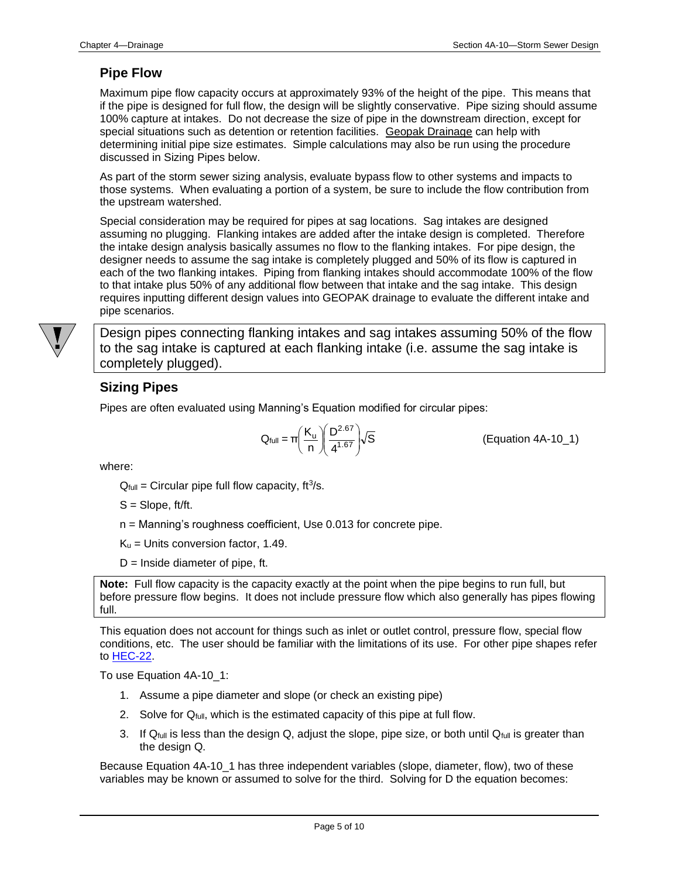## Pipe Flow

Maximum pipe flow capacity occurs at approximately 93% of the height of the pipe. This means that if the pipe is designed for full flow, the design will be slightly conservative. Pipe sizing should assume 100% capture at intakes. Do not decrease the size of pipe in the downstream direction, except for special situations such as detention or retention facilities. Geopak Drainage can help with determining initial pipe size estimates. Simple calculations may also be run using the procedure discussed in Sizing Pipes below.

As part of the storm sewer sizing analysis, evaluate bypass flow to other systems and impacts to those systems. When evaluating a portion of a system, be sure to include the flow contribution from the upstream watershed.

Special consideration may be required for pipes at sag locations. Sag intakes are designed assuming no plugging. Flanking intakes are added after the intake design is completed. Therefore the intake design analysis basically assumes no flow to the flanking intakes. For pipe design, the designer needs to assume the sag intake is completely plugged and 50% of its flow is captured in each of the two flanking intakes. Piping from flanking intakes should accommodate 100% of the flow to that intake plus 50% of any additional flow between that intake and the sag intake. This design requires inputting different design values into GEOPAK drainage to evaluate the different intake and pipe scenarios.

> Design pipes connecting flanking intakes and sag intakes assuming 50% of the flow to the sag intake is captured at each flanking intake (i.e. assume the sag intake is completely plugged).

## Sizing Pipes

Pipes are often evaluated using Manning's Equation modified for circular pipes:

$$Q_{full} = \pi\left(\frac{K_u}{n}\right)\left(\frac{D^{2.67}}{4^{1.67}}\right)\sqrt{S} \qquad \text{(Equation 4A-10\_1)}$$

where:

$Q_{full}$ = Circular pipe full flow capacity, $ft^3/s$.

S = Slope, ft/ft.

n = Manning's roughness coefficient, Use 0.013 for concrete pipe.

$K_u$ = Units conversion factor, 1.49.

D = Inside diameter of pipe, ft.

> **Note:** Full flow capacity is the capacity exactly at the point when the pipe begins to run full, but before pressure flow begins. It does not include pressure flow which also generally has pipes flowing full.

This equation does not account for things such as inlet or outlet control, pressure flow, special flow conditions, etc. The user should be familiar with the limitations of its use. For other pipe shapes refer to HEC-22.

To use Equation 4A-10_1:

1. Assume a pipe diameter and slope (or check an existing pipe)
2. Solve for $Q_{full}$, which is the estimated capacity of this pipe at full flow.
3. If $Q_{full}$ is less than the design Q, adjust the slope, pipe size, or both until $Q_{full}$ is greater than the design Q.

Because Equation 4A-10_1 has three independent variables (slope, diameter, flow), two of these variables may be known or assumed to solve for the third. Solving for D the equation becomes: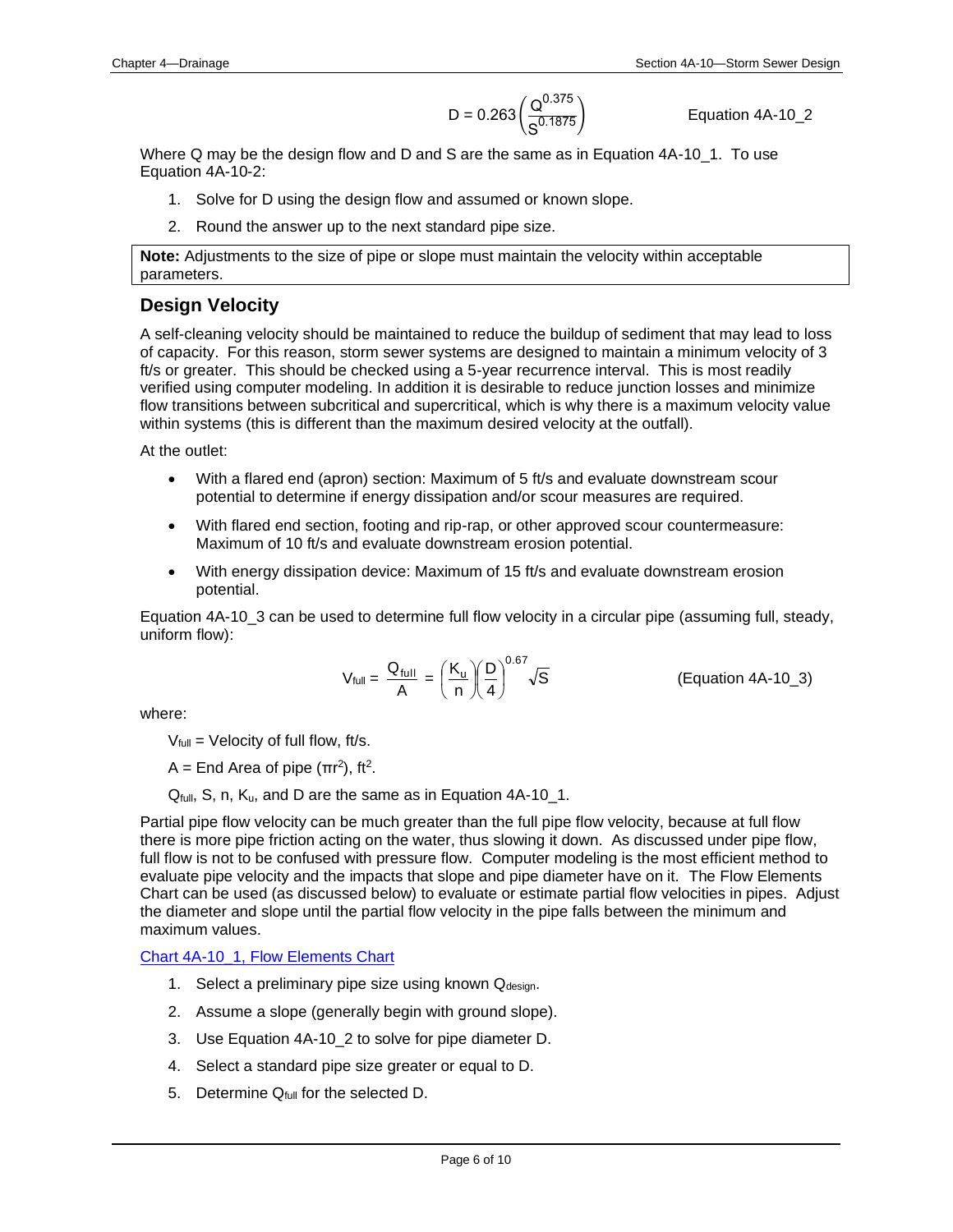$$D = 0.263\left(\frac{Q^{0.375}}{S^{0.1875}}\right) \qquad \text{Equation 4A-10\_2}$$

Where Q may be the design flow and D and S are the same as in Equation 4A-10_1. To use Equation 4A-10-2:

1. Solve for D using the design flow and assumed or known slope.
2. Round the answer up to the next standard pipe size.

> **Note:** Adjustments to the size of pipe or slope must maintain the velocity within acceptable parameters.

## Design Velocity

A self-cleaning velocity should be maintained to reduce the buildup of sediment that may lead to loss of capacity. For this reason, storm sewer systems are designed to maintain a minimum velocity of 3 ft/s or greater. This should be checked using a 5-year recurrence interval. This is most readily verified using computer modeling. In addition it is desirable to reduce junction losses and minimize flow transitions between subcritical and supercritical, which is why there is a maximum velocity value within systems (this is different than the maximum desired velocity at the outfall).

At the outlet:

- With a flared end (apron) section: Maximum of 5 ft/s and evaluate downstream scour potential to determine if energy dissipation and/or scour measures are required.
- With flared end section, footing and rip-rap, or other approved scour countermeasure: Maximum of 10 ft/s and evaluate downstream erosion potential.
- With energy dissipation device: Maximum of 15 ft/s and evaluate downstream erosion potential.

Equation 4A-10_3 can be used to determine full flow velocity in a circular pipe (assuming full, steady, uniform flow):

$$V_{full} = \frac{Q_{full}}{A} = \left(\frac{K_u}{n}\right)\left(\frac{D}{4}\right)^{0.67}\sqrt{S} \qquad \text{(Equation 4A-10\_3)}$$

where:

$V_{full}$ = Velocity of full flow, ft/s.

A = End Area of pipe ($\pi r^2$), $ft^2$.

$Q_{full}$, S, n, $K_u$, and D are the same as in Equation 4A-10_1.

Partial pipe flow velocity can be much greater than the full pipe flow velocity, because at full flow there is more pipe friction acting on the water, thus slowing it down. As discussed under pipe flow, full flow is not to be confused with pressure flow. Computer modeling is the most efficient method to evaluate pipe velocity and the impacts that slope and pipe diameter have on it. The Flow Elements Chart can be used (as discussed below) to evaluate or estimate partial flow velocities in pipes. Adjust the diameter and slope until the partial flow velocity in the pipe falls between the minimum and maximum values.

Chart 4A-10_1, Flow Elements Chart

1. Select a preliminary pipe size using known $Q_{design}$.
2. Assume a slope (generally begin with ground slope).
3. Use Equation 4A-10_2 to solve for pipe diameter D.
4. Select a standard pipe size greater or equal to D.
5. Determine $Q_{full}$ for the selected D.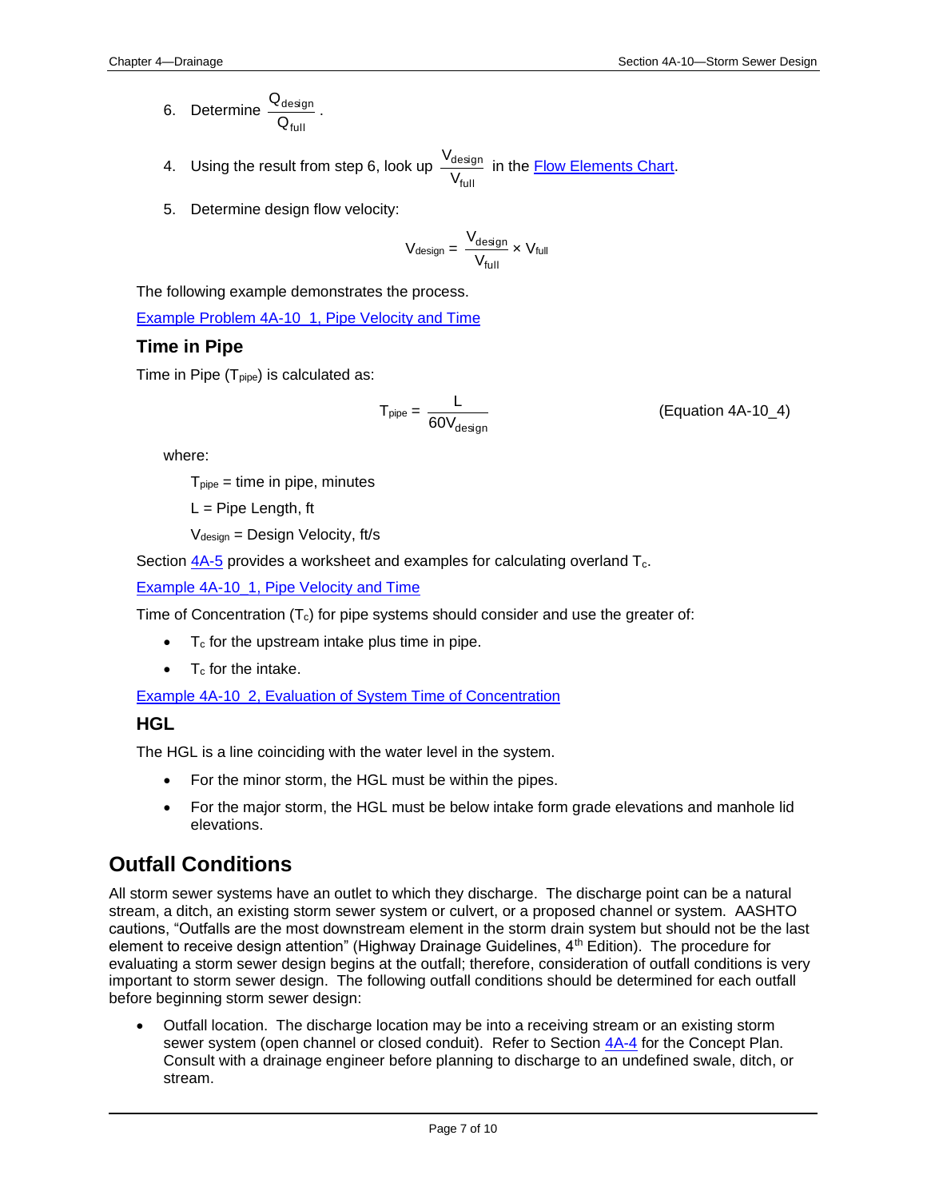6. Determine $\frac{Q_{design}}{Q_{full}}$.

4. Using the result from step 6, look up $\frac{V_{design}}{V_{full}}$ in the Flow Elements Chart.

5. Determine design flow velocity:

$$V_{design} = \frac{V_{design}}{V_{full}} \times V_{full}$$

The following example demonstrates the process.

Example Problem 4A-10_1, Pipe Velocity and Time

### Time in Pipe

Time in Pipe ($T_{pipe}$) is calculated as:

$$T_{pipe} = \frac{L}{60V_{design}} \qquad \text{(Equation 4A-10\_4)}$$

where:

$T_{pipe}$ = time in pipe, minutes

L = Pipe Length, ft

$V_{design}$ = Design Velocity, ft/s

Section 4A-5 provides a worksheet and examples for calculating overland $T_c$.

Example 4A-10_1, Pipe Velocity and Time

Time of Concentration ($T_c$) for pipe systems should consider and use the greater of:

- $T_c$ for the upstream intake plus time in pipe.
- $T_c$ for the intake.

Example 4A-10_2, Evaluation of System Time of Concentration

### HGL

The HGL is a line coinciding with the water level in the system.

- For the minor storm, the HGL must be within the pipes.
- For the major storm, the HGL must be below intake form grade elevations and manhole lid elevations.

## Outfall Conditions

All storm sewer systems have an outlet to which they discharge. The discharge point can be a natural stream, a ditch, an existing storm sewer system or culvert, or a proposed channel or system. AASHTO cautions, “Outfalls are the most downstream element in the storm drain system but should not be the last element to receive design attention” (Highway Drainage Guidelines, 4th Edition). The procedure for evaluating a storm sewer design begins at the outfall; therefore, consideration of outfall conditions is very important to storm sewer design. The following outfall conditions should be determined for each outfall before beginning storm sewer design:

- Outfall location. The discharge location may be into a receiving stream or an existing storm sewer system (open channel or closed conduit). Refer to Section 4A-4 for the Concept Plan. Consult with a drainage engineer before planning to discharge to an undefined swale, ditch, or stream.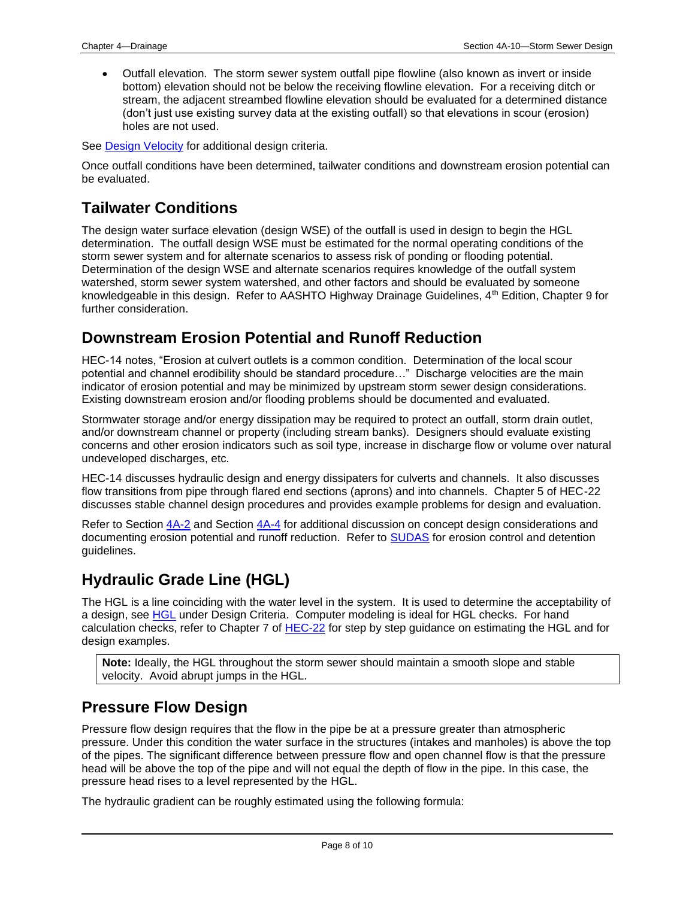- Outfall elevation. The storm sewer system outfall pipe flowline (also known as invert or inside bottom) elevation should not be below the receiving flowline elevation. For a receiving ditch or stream, the adjacent streambed flowline elevation should be evaluated for a determined distance (don't just use existing survey data at the existing outfall) so that elevations in scour (erosion) holes are not used.

See Design Velocity for additional design criteria.

Once outfall conditions have been determined, tailwater conditions and downstream erosion potential can be evaluated.

## Tailwater Conditions

The design water surface elevation (design WSE) of the outfall is used in design to begin the HGL determination. The outfall design WSE must be estimated for the normal operating conditions of the storm sewer system and for alternate scenarios to assess risk of ponding or flooding potential. Determination of the design WSE and alternate scenarios requires knowledge of the outfall system watershed, storm sewer system watershed, and other factors and should be evaluated by someone knowledgeable in this design. Refer to AASHTO Highway Drainage Guidelines, 4th Edition, Chapter 9 for further consideration.

## Downstream Erosion Potential and Runoff Reduction

HEC-14 notes, "Erosion at culvert outlets is a common condition. Determination of the local scour potential and channel erodibility should be standard procedure…" Discharge velocities are the main indicator of erosion potential and may be minimized by upstream storm sewer design considerations. Existing downstream erosion and/or flooding problems should be documented and evaluated.

Stormwater storage and/or energy dissipation may be required to protect an outfall, storm drain outlet, and/or downstream channel or property (including stream banks). Designers should evaluate existing concerns and other erosion indicators such as soil type, increase in discharge flow or volume over natural undeveloped discharges, etc.

HEC-14 discusses hydraulic design and energy dissipaters for culverts and channels. It also discusses flow transitions from pipe through flared end sections (aprons) and into channels. Chapter 5 of HEC-22 discusses stable channel design procedures and provides example problems for design and evaluation.

Refer to Section 4A-2 and Section 4A-4 for additional discussion on concept design considerations and documenting erosion potential and runoff reduction. Refer to SUDAS for erosion control and detention guidelines.

## Hydraulic Grade Line (HGL)

The HGL is a line coinciding with the water level in the system. It is used to determine the acceptability of a design, see HGL under Design Criteria. Computer modeling is ideal for HGL checks. For hand calculation checks, refer to Chapter 7 of HEC-22 for step by step guidance on estimating the HGL and for design examples.

> **Note:** Ideally, the HGL throughout the storm sewer should maintain a smooth slope and stable velocity. Avoid abrupt jumps in the HGL.

## Pressure Flow Design

Pressure flow design requires that the flow in the pipe be at a pressure greater than atmospheric pressure. Under this condition the water surface in the structures (intakes and manholes) is above the top of the pipes. The significant difference between pressure flow and open channel flow is that the pressure head will be above the top of the pipe and will not equal the depth of flow in the pipe. In this case, the pressure head rises to a level represented by the HGL.

The hydraulic gradient can be roughly estimated using the following formula: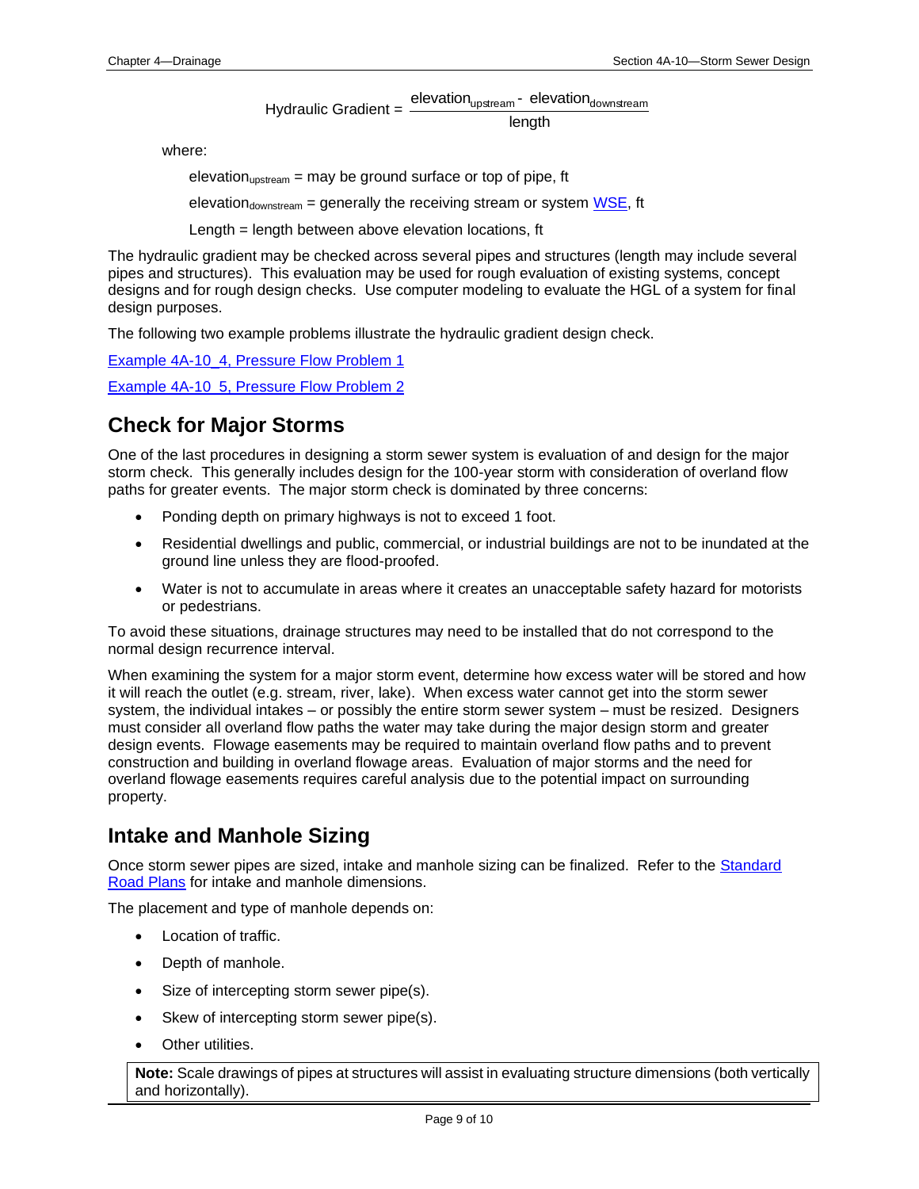$$\text{Hydraulic Gradient} = \frac{\text{elevation}_{\text{upstream}} - \text{elevation}_{\text{downstream}}}{\text{length}}$$

where:

$\text{elevation}_{\text{upstream}}$ = may be ground surface or top of pipe, ft

$\text{elevation}_{\text{downstream}}$ = generally the receiving stream or system WSE, ft

Length = length between above elevation locations, ft

The hydraulic gradient may be checked across several pipes and structures (length may include several pipes and structures). This evaluation may be used for rough evaluation of existing systems, concept designs and for rough design checks. Use computer modeling to evaluate the HGL of a system for final design purposes.

The following two example problems illustrate the hydraulic gradient design check.

Example 4A-10_4, Pressure Flow Problem 1

Example 4A-10_5, Pressure Flow Problem 2

## Check for Major Storms

One of the last procedures in designing a storm sewer system is evaluation of and design for the major storm check. This generally includes design for the 100-year storm with consideration of overland flow paths for greater events. The major storm check is dominated by three concerns:

- Ponding depth on primary highways is not to exceed 1 foot.
- Residential dwellings and public, commercial, or industrial buildings are not to be inundated at the ground line unless they are flood-proofed.
- Water is not to accumulate in areas where it creates an unacceptable safety hazard for motorists or pedestrians.

To avoid these situations, drainage structures may need to be installed that do not correspond to the normal design recurrence interval.

When examining the system for a major storm event, determine how excess water will be stored and how it will reach the outlet (e.g. stream, river, lake). When excess water cannot get into the storm sewer system, the individual intakes – or possibly the entire storm sewer system – must be resized. Designers must consider all overland flow paths the water may take during the major design storm and greater design events. Flowage easements may be required to maintain overland flow paths and to prevent construction and building in overland flowage areas. Evaluation of major storms and the need for overland flowage easements requires careful analysis due to the potential impact on surrounding property.

## Intake and Manhole Sizing

Once storm sewer pipes are sized, intake and manhole sizing can be finalized. Refer to the Standard Road Plans for intake and manhole dimensions.

The placement and type of manhole depends on:

- Location of traffic.
- Depth of manhole.
- Size of intercepting storm sewer pipe(s).
- Skew of intercepting storm sewer pipe(s).
- Other utilities.

**Note:** Scale drawings of pipes at structures will assist in evaluating structure dimensions (both vertically and horizontally).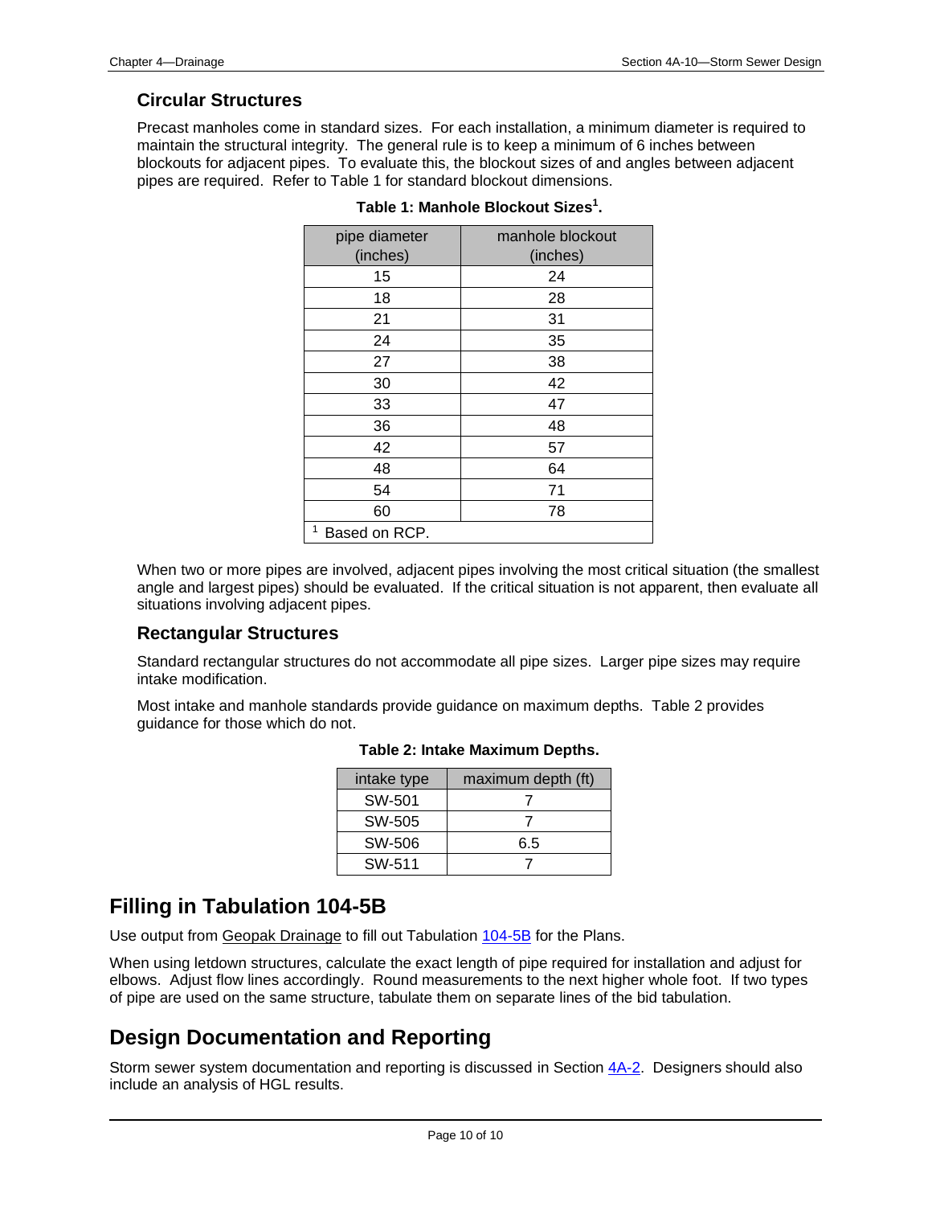### Circular Structures

Precast manholes come in standard sizes. For each installation, a minimum diameter is required to maintain the structural integrity. The general rule is to keep a minimum of 6 inches between blockouts for adjacent pipes. To evaluate this, the blockout sizes of and angles between adjacent pipes are required. Refer to Table 1 for standard blockout dimensions.

**Table 1: Manhole Blockout Sizes[1].**

| pipe diameter (inches) | manhole blockout (inches) |
|---|---|
| 15 | 24 |
| 18 | 28 |
| 21 | 31 |
| 24 | 35 |
| 27 | 38 |
| 30 | 42 |
| 33 | 47 |
| 36 | 48 |
| 42 | 57 |
| 48 | 64 |
| 54 | 71 |
| 60 | 78 |

[1] Based on RCP.

When two or more pipes are involved, adjacent pipes involving the most critical situation (the smallest angle and largest pipes) should be evaluated. If the critical situation is not apparent, then evaluate all situations involving adjacent pipes.

### Rectangular Structures

Standard rectangular structures do not accommodate all pipe sizes. Larger pipe sizes may require intake modification.

Most intake and manhole standards provide guidance on maximum depths. Table 2 provides guidance for those which do not.

**Table 2: Intake Maximum Depths.**

| intake type | maximum depth (ft) |
|---|---|
| SW-501 | 7 |
| SW-505 | 7 |
| SW-506 | 6.5 |
| SW-511 | 7 |

## Filling in Tabulation 104-5B

Use output from Geopak Drainage to fill out Tabulation 104-5B for the Plans.

When using letdown structures, calculate the exact length of pipe required for installation and adjust for elbows. Adjust flow lines accordingly. Round measurements to the next higher whole foot. If two types of pipe are used on the same structure, tabulate them on separate lines of the bid tabulation.

## Design Documentation and Reporting

Storm sewer system documentation and reporting is discussed in Section 4A-2. Designers should also include an analysis of HGL results.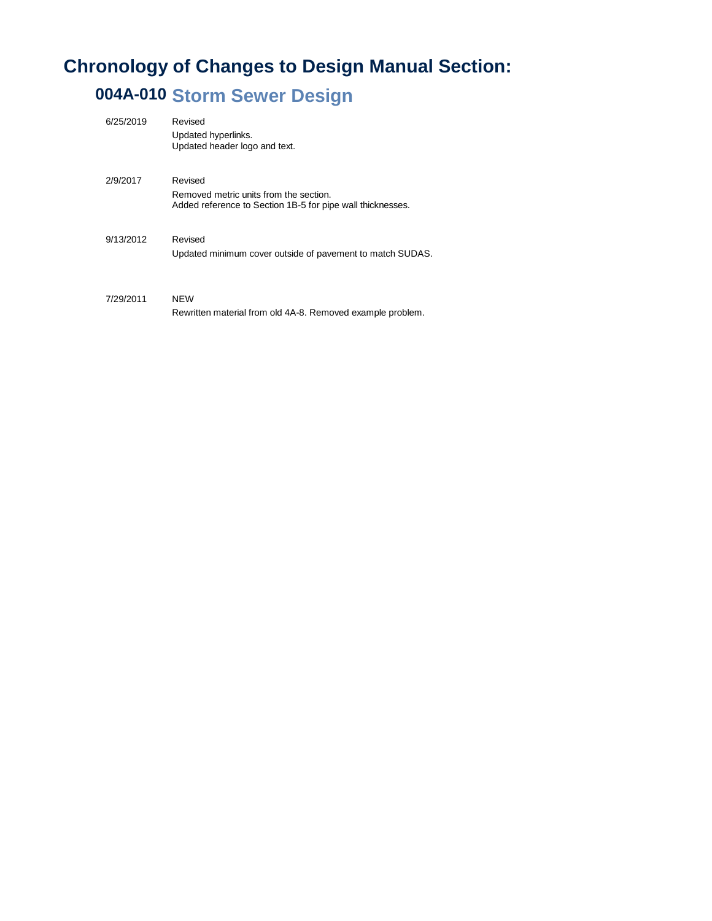# Chronology of Changes to Design Manual Section:

## 004A-010 Storm Sewer Design

6/25/2019 Revised

Updated hyperlinks.
Updated header logo and text.

2/9/2017 Revised

Removed metric units from the section.
Added reference to Section 1B-5 for pipe wall thicknesses.

9/13/2012 Revised

Updated minimum cover outside of pavement to match SUDAS.

7/29/2011 NEW

Rewritten material from old 4A-8. Removed example problem.